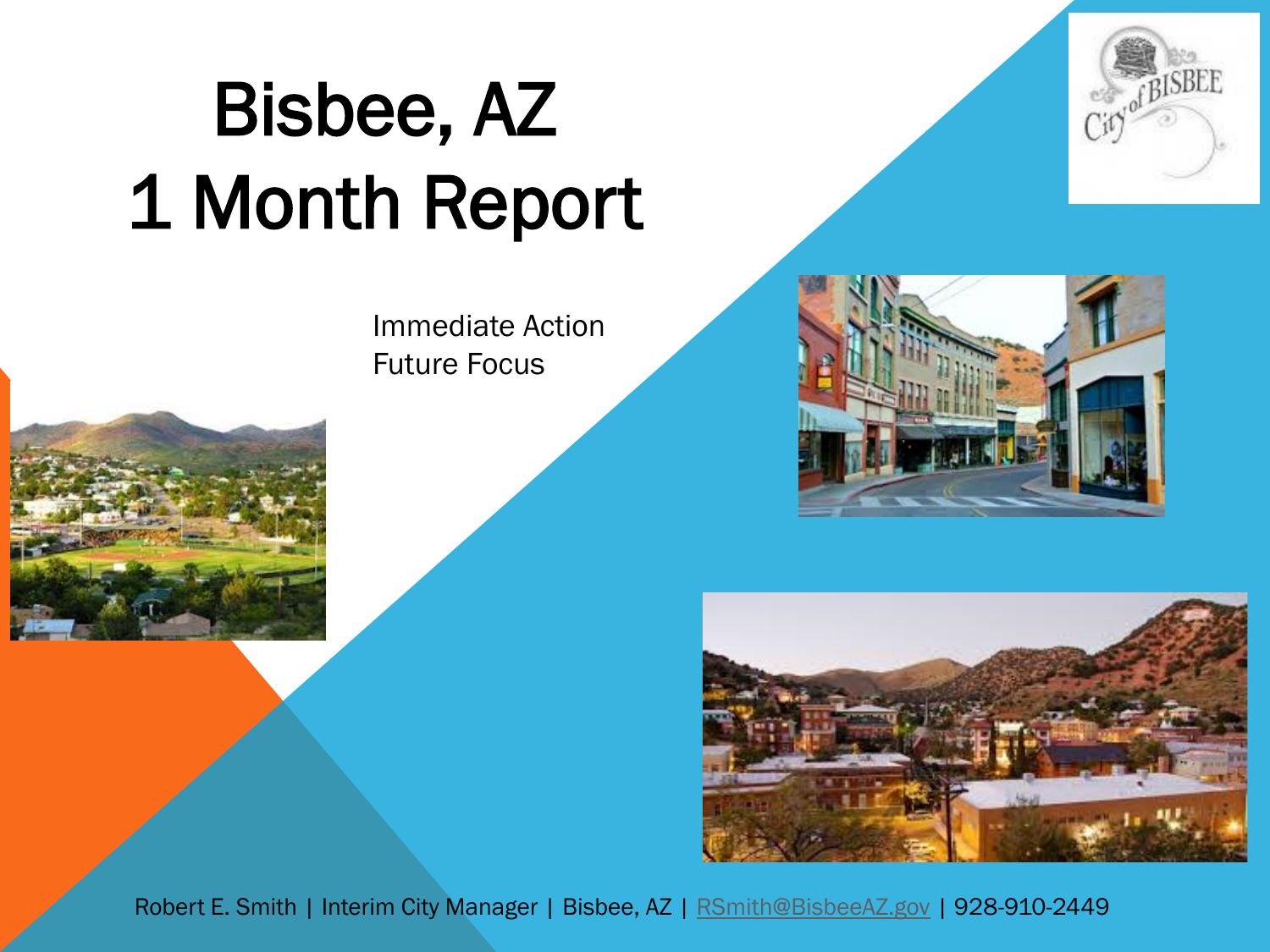# Bisbee, AZ
# 1 Month Report

Immediate Action
Future Focus

Robert E. Smith | Interim City Manager | Bisbee, AZ | RSmith@BisbeeAZ.gov | 928-910-2449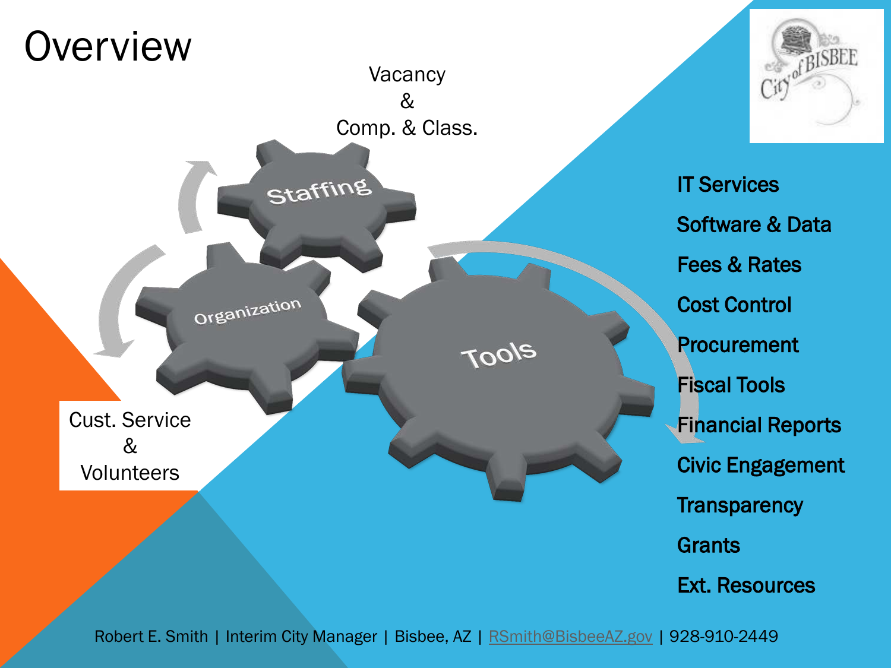# Overview

Vacancy
&
Comp. & Class.

Staffing

Organization

Tools

Cust. Service
&
Volunteers

- IT Services
- Software & Data
- Fees & Rates
- Cost Control
- Procurement
- Fiscal Tools
- Financial Reports
- Civic Engagement
- Transparency
- Grants
- Ext. Resources

Robert E. Smith | Interim City Manager | Bisbee, AZ | RSmith@BisbeeAZ.gov | 928-910-2449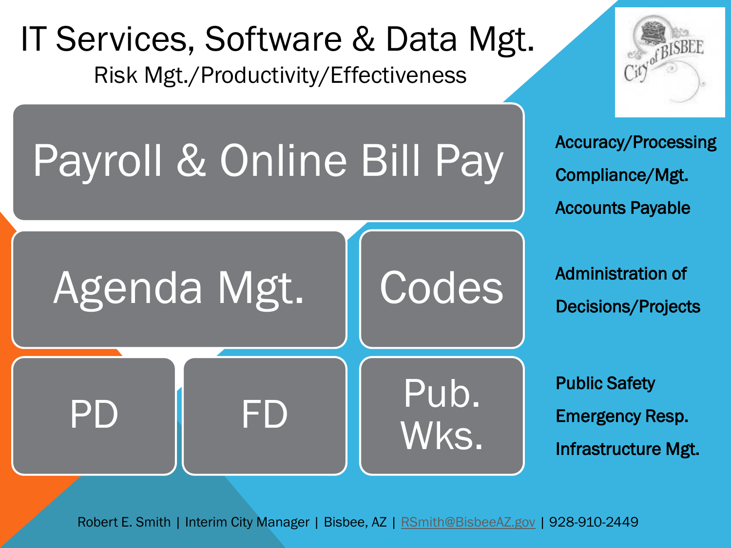# IT Services, Software & Data Mgt.

## Risk Mgt./Productivity/Effectiveness

- Payroll & Online Bill Pay
- Agenda Mgt.
- Codes
- PD
- FD
- Pub. Wks.

Accuracy/Processing

Compliance/Mgt.

Accounts Payable

Administration of

Decisions/Projects

Public Safety

Emergency Resp.

Infrastructure Mgt.

Robert E. Smith | Interim City Manager | Bisbee, AZ | RSmith@BisbeeAZ.gov | 928-910-2449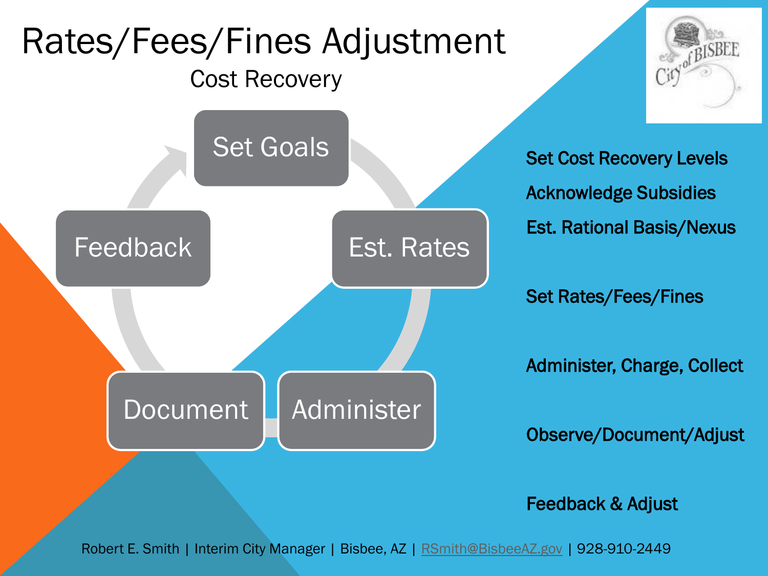# Rates/Fees/Fines Adjustment

## Cost Recovery

- Set Goals
- Est. Rates
- Administer
- Document
- Feedback

**Set Cost Recovery Levels**

**Acknowledge Subsidies**

**Est. Rational Basis/Nexus**

**Set Rates/Fees/Fines**

**Administer, Charge, Collect**

**Observe/Document/Adjust**

**Feedback & Adjust**

Robert E. Smith | Interim City Manager | Bisbee, AZ | RSmith@BisbeeAZ.gov | 928-910-2449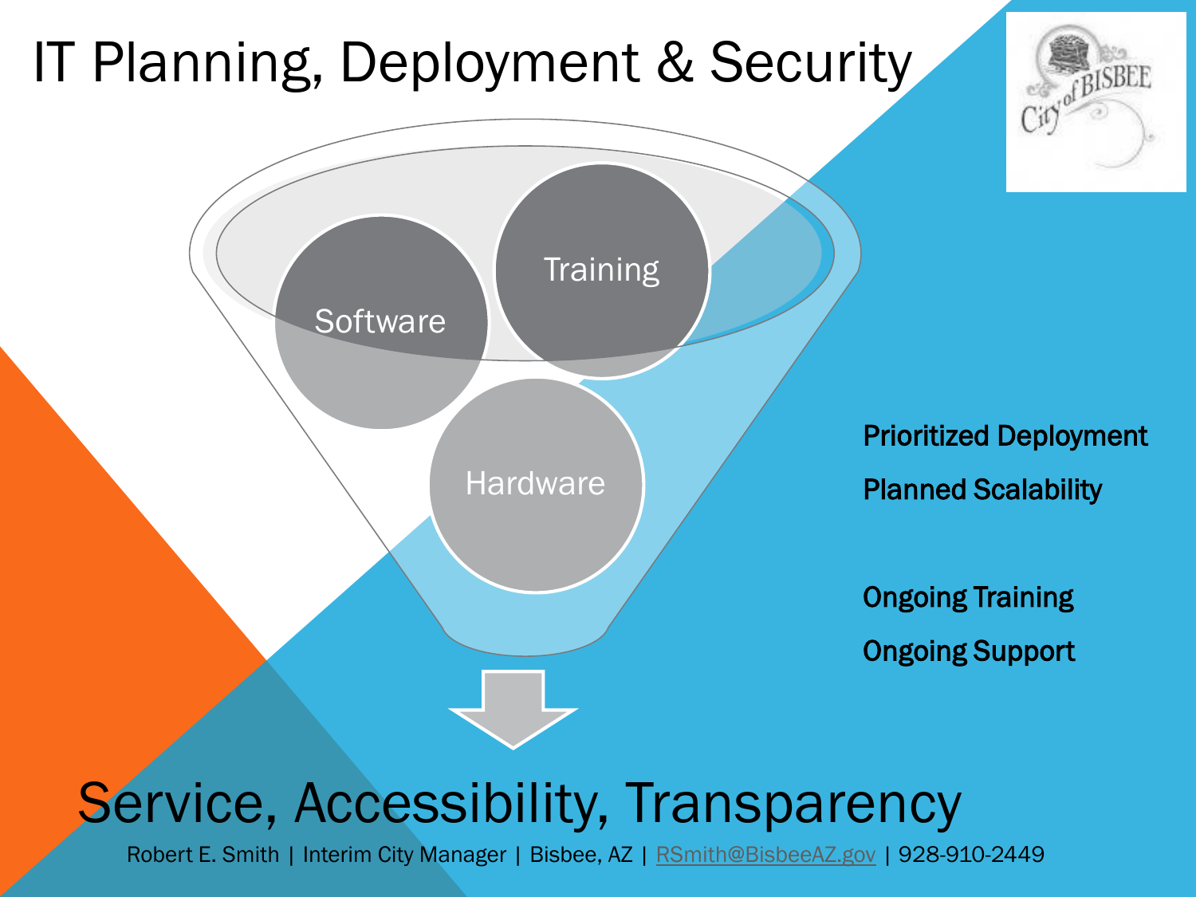# IT Planning, Deployment & Security

Software

Training

Hardware

**Prioritized Deployment**

**Planned Scalability**

**Ongoing Training**

**Ongoing Support**

## Service, Accessibility, Transparency

Robert E. Smith | Interim City Manager | Bisbee, AZ | RSmith@BisbeeAZ.gov | 928-910-2449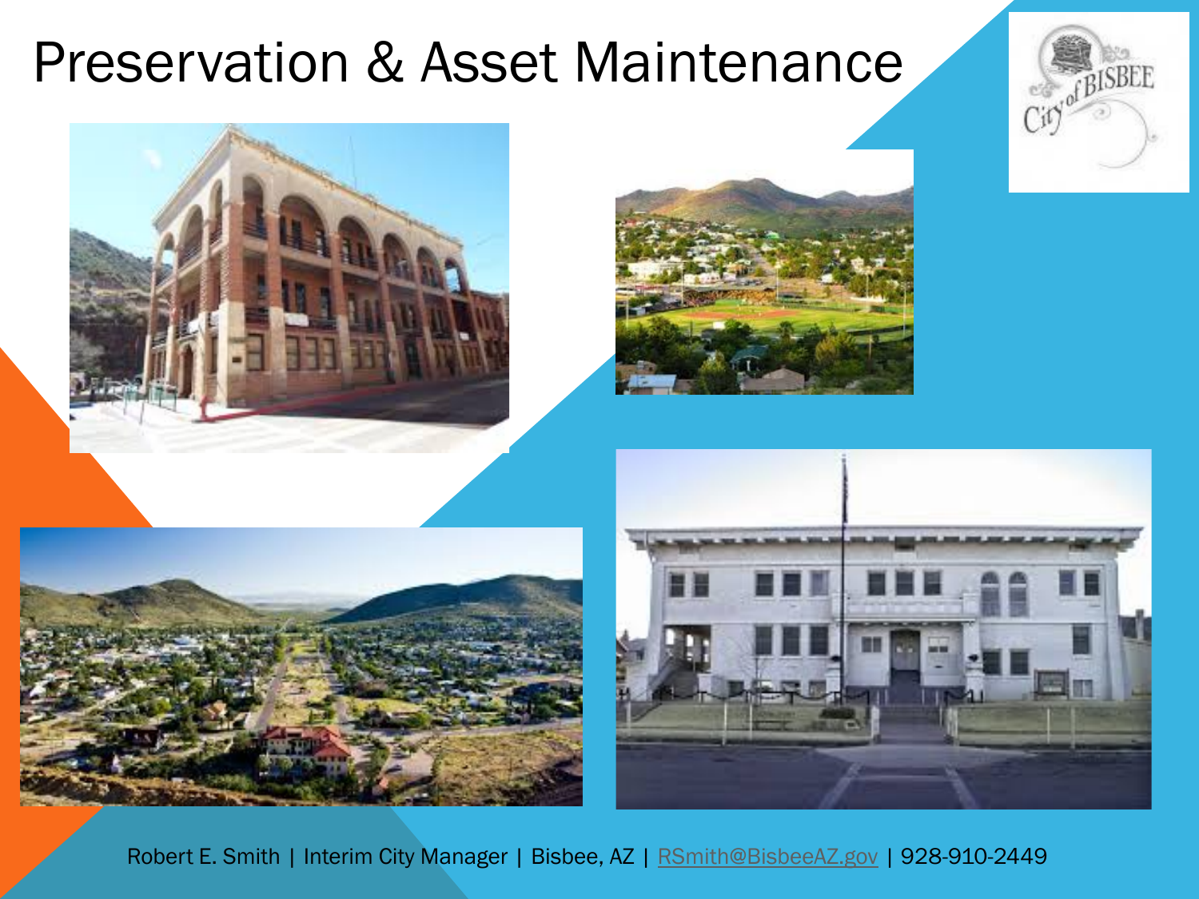# Preservation & Asset Maintenance

Robert E. Smith | Interim City Manager | Bisbee, AZ | [RSmith@BisbeeAZ.gov](mailto:RSmith@BisbeeAZ.gov) | 928-910-2449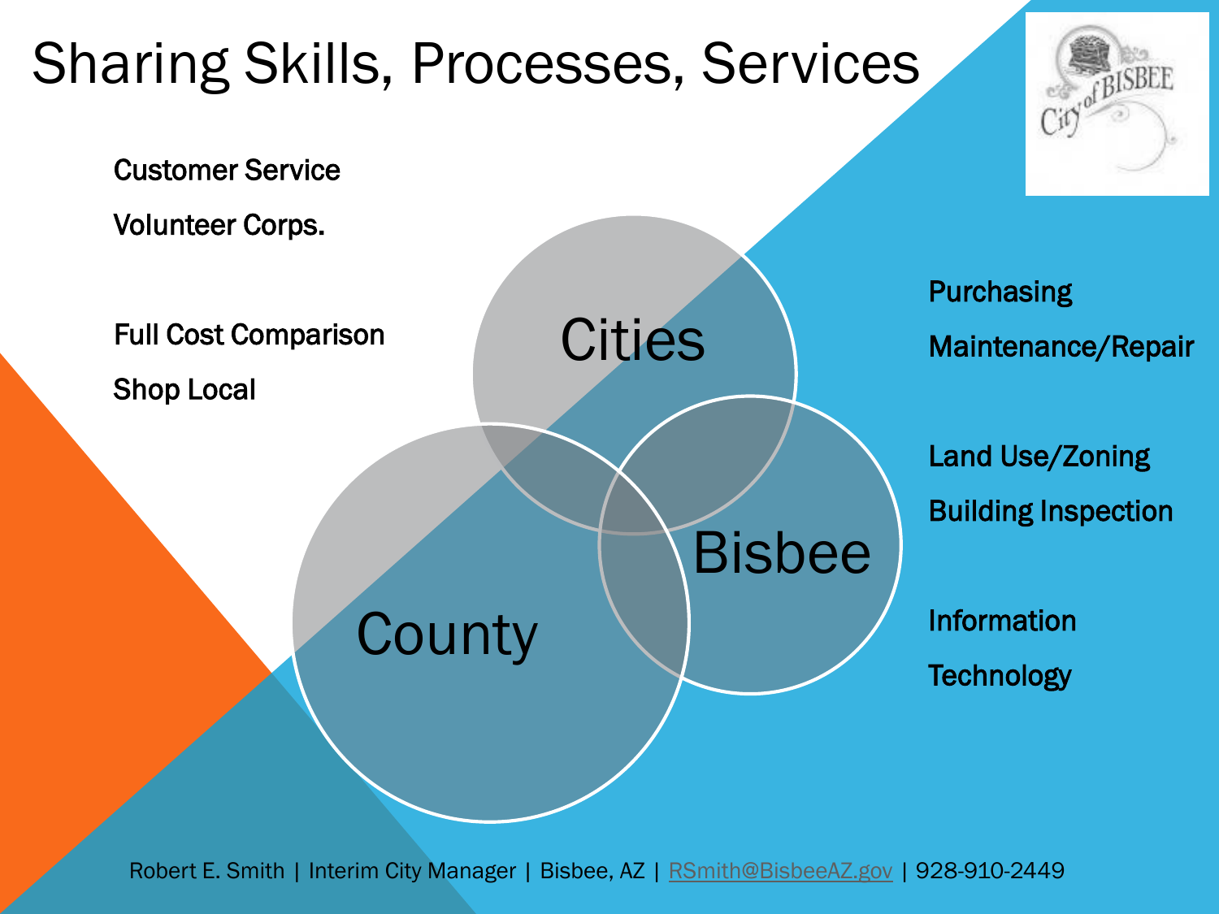# Sharing Skills, Processes, Services

Customer Service

Volunteer Corps.

Full Cost Comparison

Shop Local

Cities

County

Bisbee

Purchasing

Maintenance/Repair

Land Use/Zoning

Building Inspection

Information Technology

Robert E. Smith | Interim City Manager | Bisbee, AZ | RSmith@BisbeeAZ.gov | 928-910-2449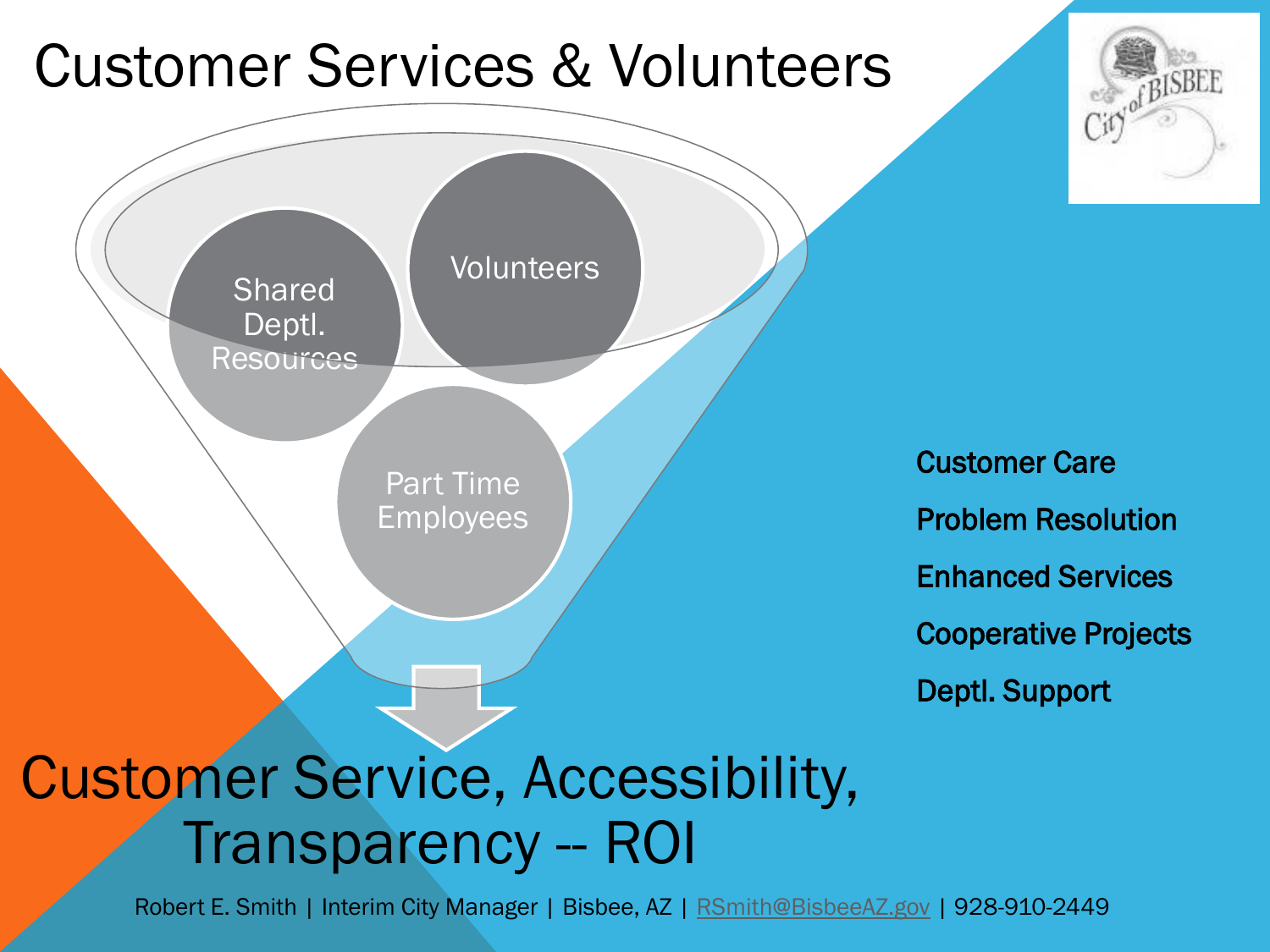# Customer Services & Volunteers

- Shared Deptl. Resources
- Volunteers
- Part Time Employees

Customer Care

Problem Resolution

Enhanced Services

Cooperative Projects

Deptl. Support

## Customer Service, Accessibility, Transparency -- ROI

Robert E. Smith | Interim City Manager | Bisbee, AZ | RSmith@BisbeeAZ.gov | 928-910-2449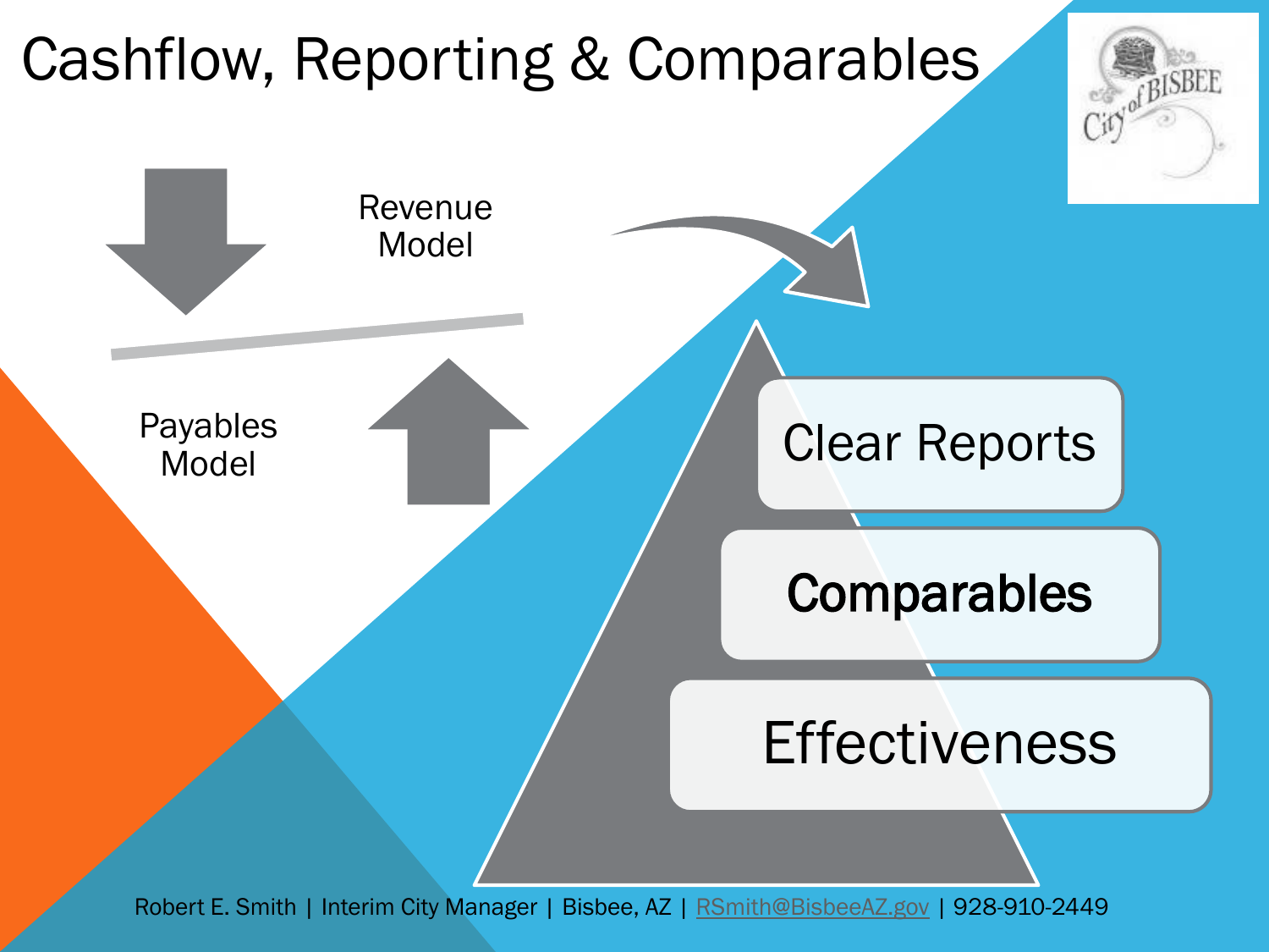# Cashflow, Reporting & Comparables

Revenue Model

Payables Model

Clear Reports

**Comparables**

Effectiveness

Robert E. Smith | Interim City Manager | Bisbee, AZ | RSmith@BisbeeAZ.gov | 928-910-2449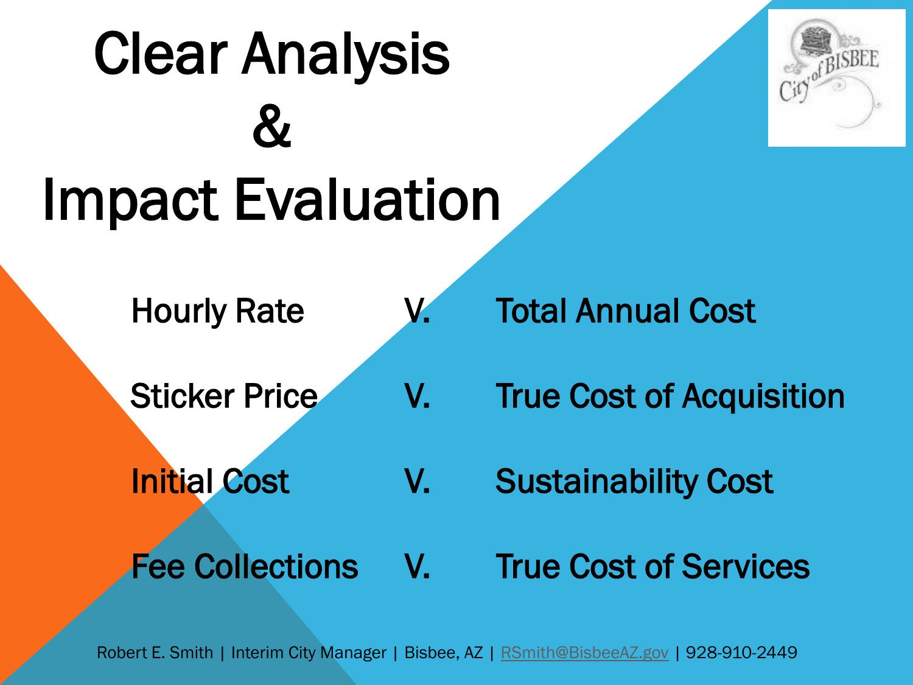# Clear Analysis & Impact Evaluation

| | | |
|---|---|---|
| Hourly Rate | V. | Total Annual Cost |
| Sticker Price | V. | True Cost of Acquisition |
| Initial Cost | V. | Sustainability Cost |
| Fee Collections | V. | True Cost of Services |

Robert E. Smith | Interim City Manager | Bisbee, AZ | RSmith@BisbeeAZ.gov | 928-910-2449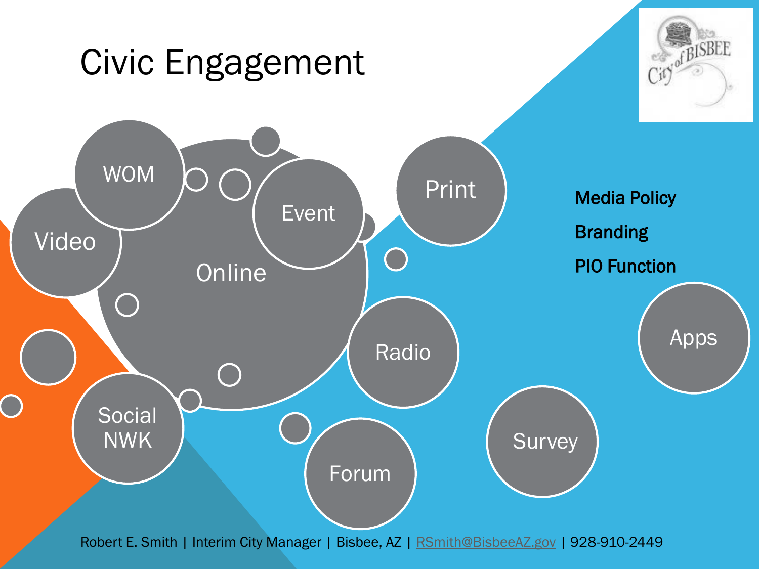# Civic Engagement

WOM

Video

Online

Event

Print

Radio

Social NWK

Forum

Survey

Apps

**Media Policy**

**Branding**

**PIO Function**

Robert E. Smith | Interim City Manager | Bisbee, AZ | RSmith@BisbeeAZ.gov | 928-910-2449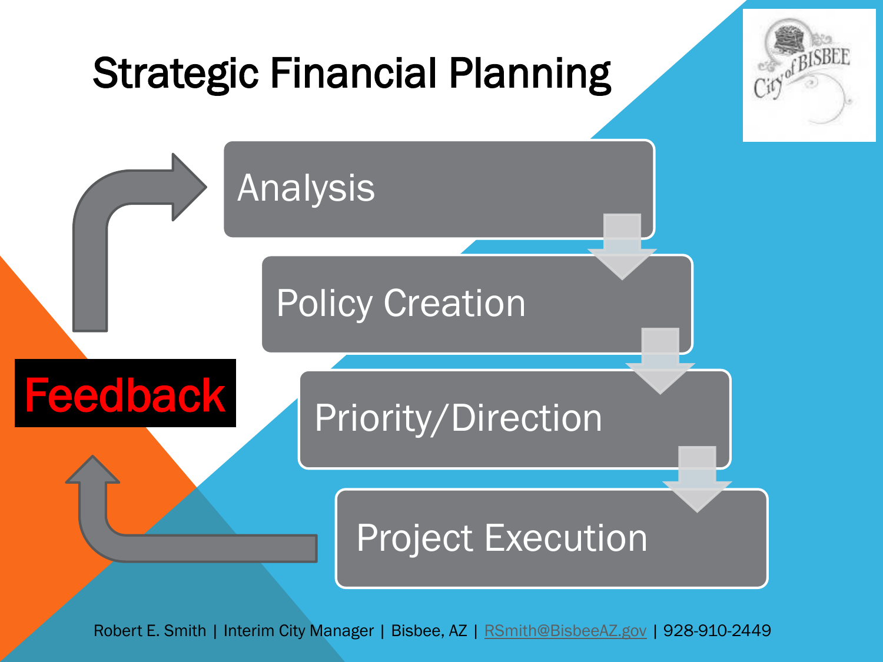# Strategic Financial Planning

- Analysis
- Policy Creation
- Priority/Direction
- Project Execution

**Feedback**

Robert E. Smith | Interim City Manager | Bisbee, AZ | RSmith@BisbeeAZ.gov | 928-910-2449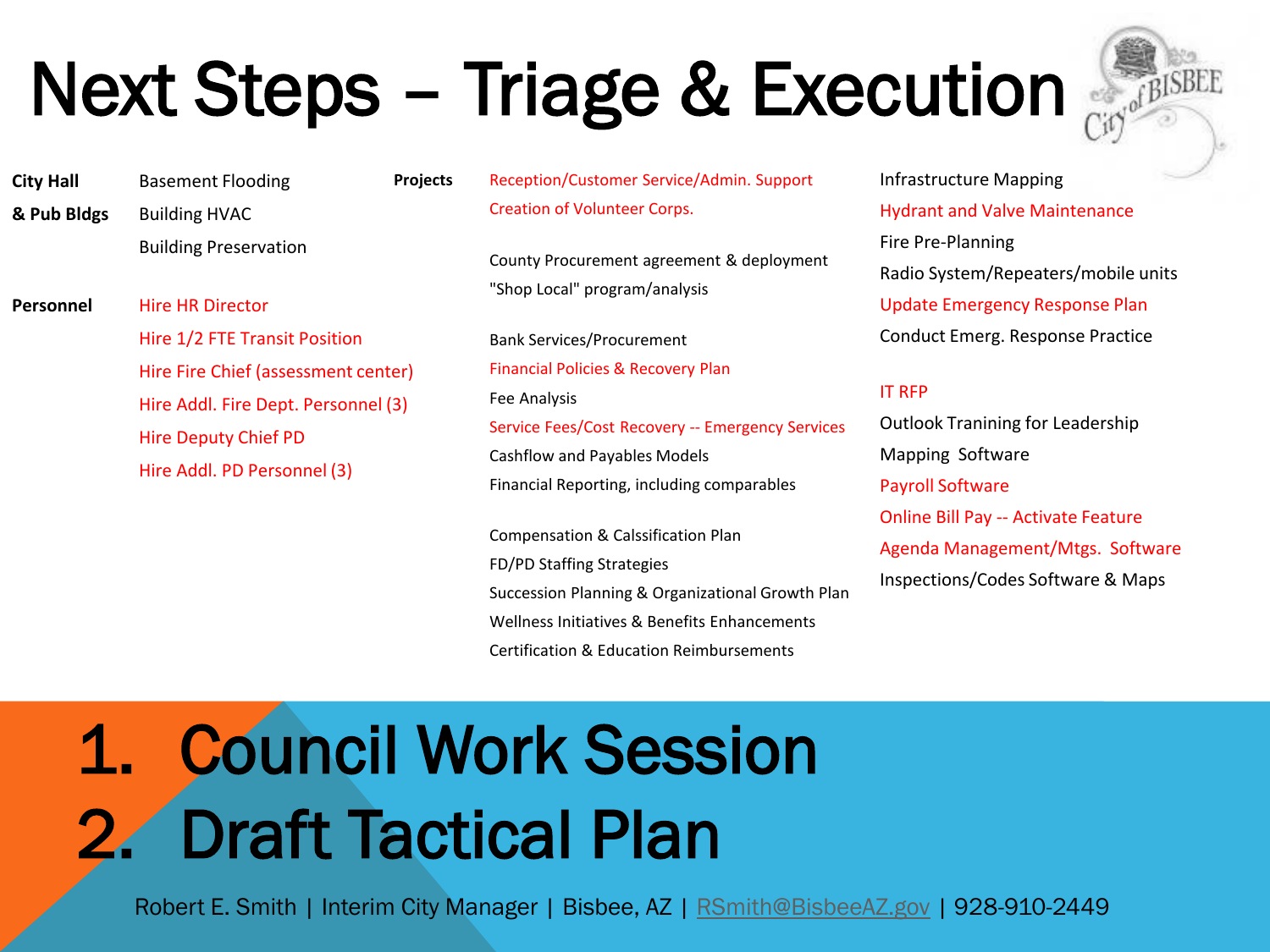# Next Steps – Triage & Execution

**City Hall & Pub Bldgs**

- Basement Flooding
- Building HVAC
- Building Preservation

**Personnel**

- Hire HR Director
- Hire 1/2 FTE Transit Position
- Hire Fire Chief (assessment center)
- Hire Addl. Fire Dept. Personnel (3)
- Hire Deputy Chief PD
- Hire Addl. PD Personnel (3)

**Projects**

- Reception/Customer Service/Admin. Support
- Creation of Volunteer Corps.

- County Procurement agreement & deployment
- "Shop Local" program/analysis

- Bank Services/Procurement
- Financial Policies & Recovery Plan
- Fee Analysis
- Service Fees/Cost Recovery -- Emergency Services
- Cashflow and Payables Models
- Financial Reporting, including comparables

- Compensation & Calssification Plan
- FD/PD Staffing Strategies
- Succession Planning & Organizational Growth Plan
- Wellness Initiatives & Benefits Enhancements
- Certification & Education Reimbursements

- Infrastructure Mapping
- Hydrant and Valve Maintenance
- Fire Pre-Planning
- Radio System/Repeaters/mobile units
- Update Emergency Response Plan
- Conduct Emerg. Response Practice

- IT RFP
- Outlook Tranining for Leadership
- Mapping Software
- Payroll Software
- Online Bill Pay -- Activate Feature
- Agenda Management/Mtgs. Software
- Inspections/Codes Software & Maps

1. Council Work Session
2. Draft Tactical Plan

Robert E. Smith | Interim City Manager | Bisbee, AZ | RSmith@BisbeeAZ.gov | 928-910-2449